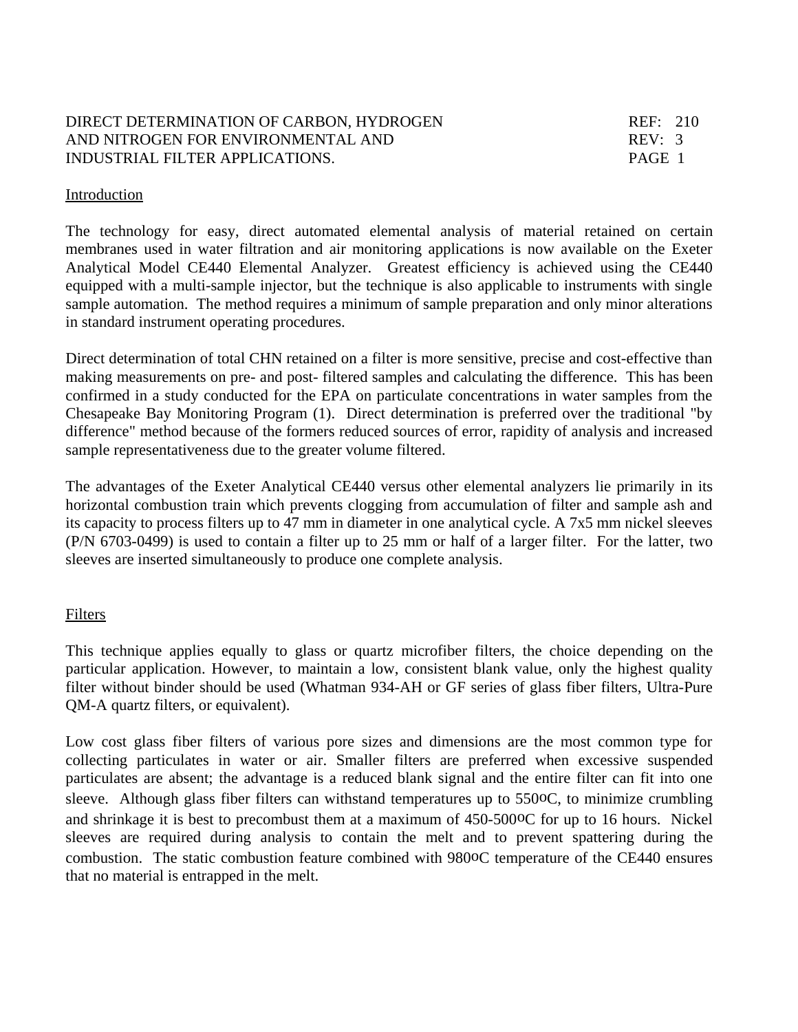# DIRECT DETERMINATION OF CARBON, HYDROGEN AND NITROGEN FOR ENVIRONMENTAL AND INDUSTRIAL FILTER APPLICATIONS.

REF: 210
REV: 3

## Introduction

The technology for easy, direct automated elemental analysis of material retained on certain membranes used in water filtration and air monitoring applications is now available on the Exeter Analytical Model CE440 Elemental Analyzer. Greatest efficiency is achieved using the CE440 equipped with a multi-sample injector, but the technique is also applicable to instruments with single sample automation. The method requires a minimum of sample preparation and only minor alterations in standard instrument operating procedures.

Direct determination of total CHN retained on a filter is more sensitive, precise and cost-effective than making measurements on pre- and post- filtered samples and calculating the difference. This has been confirmed in a study conducted for the EPA on particulate concentrations in water samples from the Chesapeake Bay Monitoring Program (1). Direct determination is preferred over the traditional "by difference" method because of the formers reduced sources of error, rapidity of analysis and increased sample representativeness due to the greater volume filtered.

The advantages of the Exeter Analytical CE440 versus other elemental analyzers lie primarily in its horizontal combustion train which prevents clogging from accumulation of filter and sample ash and its capacity to process filters up to 47 mm in diameter in one analytical cycle. A 7x5 mm nickel sleeves (P/N 6703-0499) is used to contain a filter up to 25 mm or half of a larger filter. For the latter, two sleeves are inserted simultaneously to produce one complete analysis.

## Filters

This technique applies equally to glass or quartz microfiber filters, the choice depending on the particular application. However, to maintain a low, consistent blank value, only the highest quality filter without binder should be used (Whatman 934-AH or GF series of glass fiber filters, Ultra-Pure QM-A quartz filters, or equivalent).

Low cost glass fiber filters of various pore sizes and dimensions are the most common type for collecting particulates in water or air. Smaller filters are preferred when excessive suspended particulates are absent; the advantage is a reduced blank signal and the entire filter can fit into one sleeve. Although glass fiber filters can withstand temperatures up to 550$^{o}$C, to minimize crumbling and shrinkage it is best to precombust them at a maximum of 450-500$^{o}$C for up to 16 hours. Nickel sleeves are required during analysis to contain the melt and to prevent spattering during the combustion. The static combustion feature combined with 980$^{o}$C temperature of the CE440 ensures that no material is entrapped in the melt.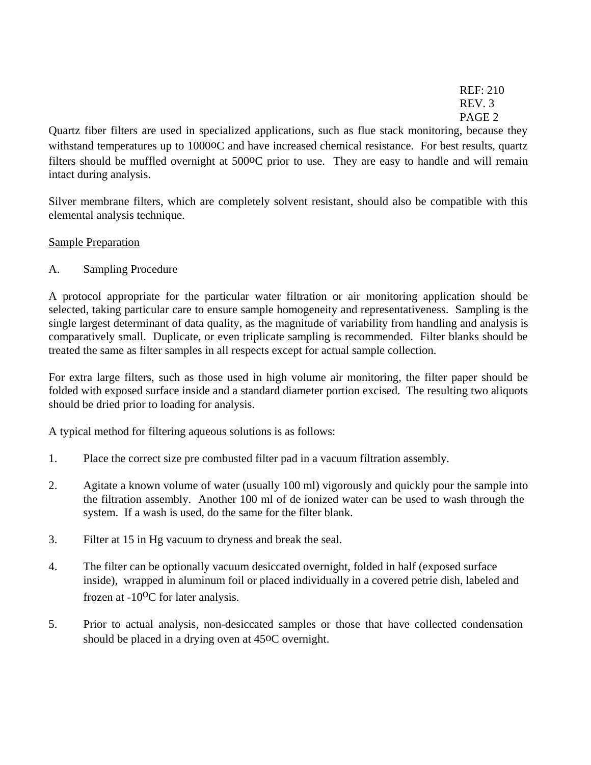Quartz fiber filters are used in specialized applications, such as flue stack monitoring, because they withstand temperatures up to 1000$^{o}$C and have increased chemical resistance. For best results, quartz filters should be muffled overnight at 500$^{o}$C prior to use. They are easy to handle and will remain intact during analysis.

Silver membrane filters, which are completely solvent resistant, should also be compatible with this elemental analysis technique.

<u>Sample Preparation</u>

A. Sampling Procedure

A protocol appropriate for the particular water filtration or air monitoring application should be selected, taking particular care to ensure sample homogeneity and representativeness. Sampling is the single largest determinant of data quality, as the magnitude of variability from handling and analysis is comparatively small. Duplicate, or even triplicate sampling is recommended. Filter blanks should be treated the same as filter samples in all respects except for actual sample collection.

For extra large filters, such as those used in high volume air monitoring, the filter paper should be folded with exposed surface inside and a standard diameter portion excised. The resulting two aliquots should be dried prior to loading for analysis.

A typical method for filtering aqueous solutions is as follows:

1. Place the correct size pre combusted filter pad in a vacuum filtration assembly.

2. Agitate a known volume of water (usually 100 ml) vigorously and quickly pour the sample into the filtration assembly. Another 100 ml of de ionized water can be used to wash through the system. If a wash is used, do the same for the filter blank.

3. Filter at 15 in Hg vacuum to dryness and break the seal.

4. The filter can be optionally vacuum desiccated overnight, folded in half (exposed surface inside), wrapped in aluminum foil or placed individually in a covered petrie dish, labeled and frozen at -10$^{o}$C for later analysis.

5. Prior to actual analysis, non-desiccated samples or those that have collected condensation should be placed in a drying oven at 45$^{o}$C overnight.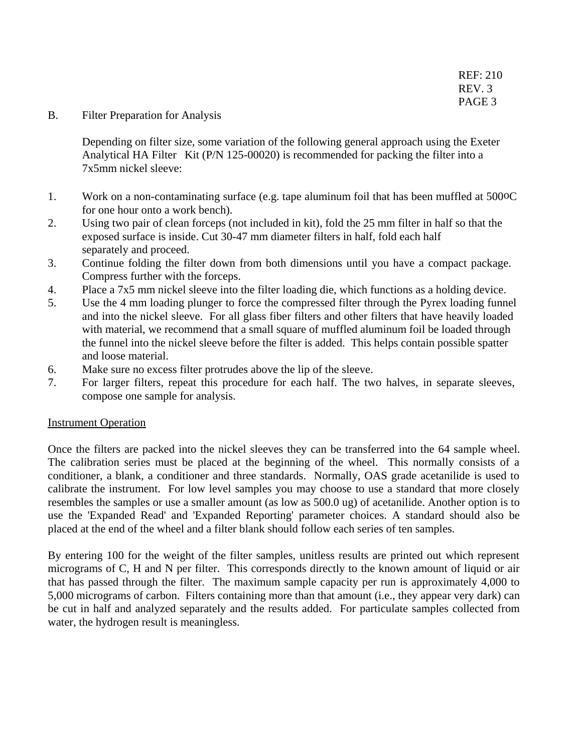B. Filter Preparation for Analysis

Depending on filter size, some variation of the following general approach using the Exeter Analytical HA Filter Kit (P/N 125-00020) is recommended for packing the filter into a 7x5mm nickel sleeve:

1. Work on a non-contaminating surface (e.g. tape aluminum foil that has been muffled at 500$^{o}$C for one hour onto a work bench).
2. Using two pair of clean forceps (not included in kit), fold the 25 mm filter in half so that the exposed surface is inside. Cut 30-47 mm diameter filters in half, fold each half separately and proceed.
3. Continue folding the filter down from both dimensions until you have a compact package. Compress further with the forceps.
4. Place a 7x5 mm nickel sleeve into the filter loading die, which functions as a holding device.
5. Use the 4 mm loading plunger to force the compressed filter through the Pyrex loading funnel and into the nickel sleeve. For all glass fiber filters and other filters that have heavily loaded with material, we recommend that a small square of muffled aluminum foil be loaded through the funnel into the nickel sleeve before the filter is added. This helps contain possible spatter and loose material.
6. Make sure no excess filter protrudes above the lip of the sleeve.
7. For larger filters, repeat this procedure for each half. The two halves, in separate sleeves, compose one sample for analysis.

Instrument Operation

Once the filters are packed into the nickel sleeves they can be transferred into the 64 sample wheel. The calibration series must be placed at the beginning of the wheel. This normally consists of a conditioner, a blank, a conditioner and three standards. Normally, OAS grade acetanilide is used to calibrate the instrument. For low level samples you may choose to use a standard that more closely resembles the samples or use a smaller amount (as low as 500.0 ug) of acetanilide. Another option is to use the 'Expanded Read' and 'Expanded Reporting' parameter choices. A standard should also be placed at the end of the wheel and a filter blank should follow each series of ten samples.

By entering 100 for the weight of the filter samples, unitless results are printed out which represent micrograms of C, H and N per filter. This corresponds directly to the known amount of liquid or air that has passed through the filter. The maximum sample capacity per run is approximately 4,000 to 5,000 micrograms of carbon. Filters containing more than that amount (i.e., they appear very dark) can be cut in half and analyzed separately and the results added. For particulate samples collected from water, the hydrogen result is meaningless.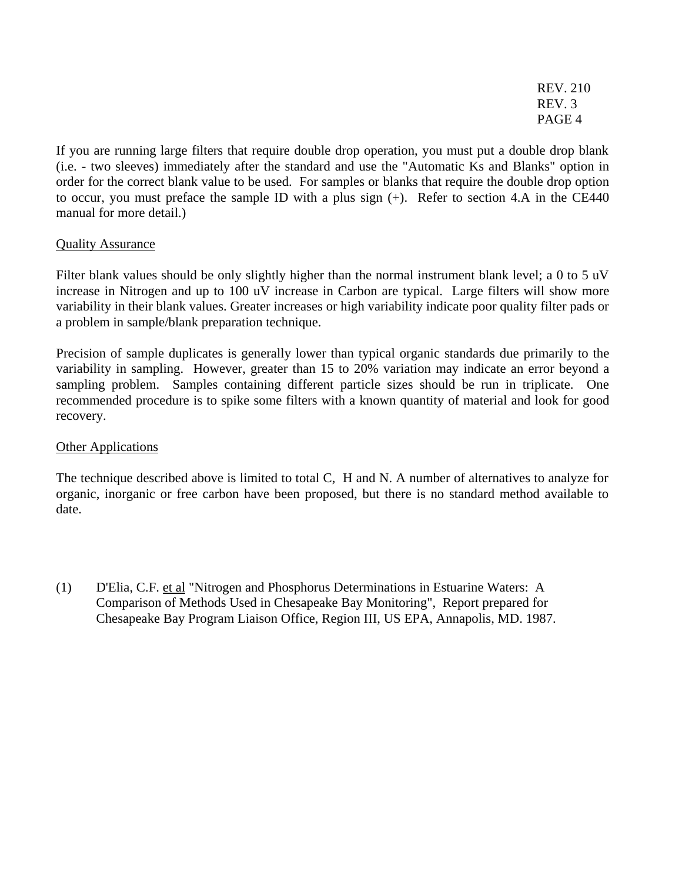If you are running large filters that require double drop operation, you must put a double drop blank (i.e. - two sleeves) immediately after the standard and use the "Automatic Ks and Blanks" option in order for the correct blank value to be used. For samples or blanks that require the double drop option to occur, you must preface the sample ID with a plus sign (+). Refer to section 4.A in the CE440 manual for more detail.)

## Quality Assurance

Filter blank values should be only slightly higher than the normal instrument blank level; a 0 to 5 uV increase in Nitrogen and up to 100 uV increase in Carbon are typical. Large filters will show more variability in their blank values. Greater increases or high variability indicate poor quality filter pads or a problem in sample/blank preparation technique.

Precision of sample duplicates is generally lower than typical organic standards due primarily to the variability in sampling. However, greater than 15 to 20% variation may indicate an error beyond a sampling problem. Samples containing different particle sizes should be run in triplicate. One recommended procedure is to spike some filters with a known quantity of material and look for good recovery.

## Other Applications

The technique described above is limited to total C, H and N. A number of alternatives to analyze for organic, inorganic or free carbon have been proposed, but there is no standard method available to date.

(1) D'Elia, C.F. et al "Nitrogen and Phosphorus Determinations in Estuarine Waters: A Comparison of Methods Used in Chesapeake Bay Monitoring", Report prepared for Chesapeake Bay Program Liaison Office, Region III, US EPA, Annapolis, MD. 1987.